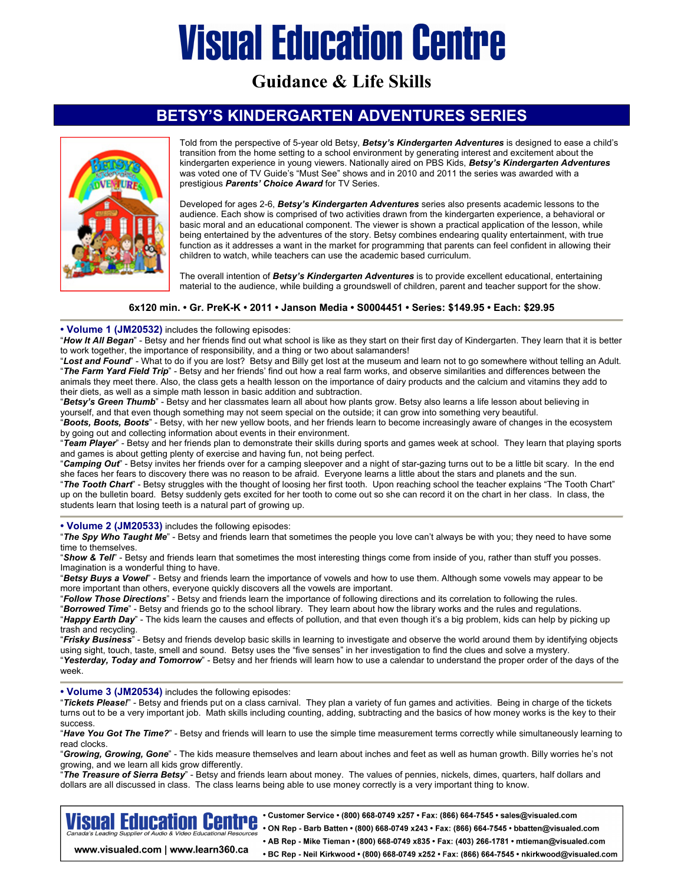# Visual Education Centre

## Guidance & Life Skills

## BETSY'S KINDERGARTEN ADVENTURES SERIES

Told from the perspective of 5-year old Betsy, ***Betsy's Kindergarten Adventures*** is designed to ease a child's transition from the home setting to a school environment by generating interest and excitement about the kindergarten experience in young viewers. Nationally aired on PBS Kids, ***Betsy's Kindergarten Adventures*** was voted one of TV Guide's "Must See" shows and in 2010 and 2011 the series was awarded with a prestigious ***Parents' Choice Award*** for TV Series.

Developed for ages 2-6, ***Betsy's Kindergarten Adventures*** series also presents academic lessons to the audience. Each show is comprised of two activities drawn from the kindergarten experience, a behavioral or basic moral and an educational component. The viewer is shown a practical application of the lesson, while being entertained by the adventures of the story. Betsy combines endearing quality entertainment, with true function as it addresses a want in the market for programming that parents can feel confident in allowing their children to watch, while teachers can use the academic based curriculum.

The overall intention of ***Betsy's Kindergarten Adventures*** is to provide excellent educational, entertaining material to the audience, while building a groundswell of children, parent and teacher support for the show.

**6x120 min. • Gr. PreK-K • 2011 • Janson Media • S0004451 • Series: $149.95 • Each: $29.95**

---

**• Volume 1 (JM20532)** includes the following episodes:

"***How It All Began***" - Betsy and her friends find out what school is like as they start on their first day of Kindergarten. They learn that it is better to work together, the importance of responsibility, and a thing or two about salamanders!

"***Lost and Found***" - What to do if you are lost? Betsy and Billy get lost at the museum and learn not to go somewhere without telling an Adult.

"***The Farm Yard Field Trip***" - Betsy and her friends' find out how a real farm works, and observe similarities and differences between the animals they meet there. Also, the class gets a health lesson on the importance of dairy products and the calcium and vitamins they add to their diets, as well as a simple math lesson in basic addition and subtraction.

"***Betsy's Green Thumb***" - Betsy and her classmates learn all about how plants grow. Betsy also learns a life lesson about believing in yourself, and that even though something may not seem special on the outside; it can grow into something very beautiful.

"***Boots, Boots, Boots***" - Betsy, with her new yellow boots, and her friends learn to become increasingly aware of changes in the ecosystem by going out and collecting information about events in their environment.

"***Team Player***" - Betsy and her friends plan to demonstrate their skills during sports and games week at school. They learn that playing sports and games is about getting plenty of exercise and having fun, not being perfect.

"***Camping Out***" - Betsy invites her friends over for a camping sleepover and a night of star-gazing turns out to be a little bit scary. In the end she faces her fears to discovery there was no reason to be afraid. Everyone learns a little about the stars and planets and the sun.

"***The Tooth Chart***" - Betsy struggles with the thought of loosing her first tooth. Upon reaching school the teacher explains "The Tooth Chart" up on the bulletin board. Betsy suddenly gets excited for her tooth to come out so she can record it on the chart in her class. In class, the students learn that losing teeth is a natural part of growing up.

---

**• Volume 2 (JM20533)** includes the following episodes:

"***The Spy Who Taught Me***" - Betsy and friends learn that sometimes the people you love can't always be with you; they need to have some time to themselves.

"***Show & Tell***" - Betsy and friends learn that sometimes the most interesting things come from inside of you, rather than stuff you posses. Imagination is a wonderful thing to have.

"***Betsy Buys a Vowel***" - Betsy and friends learn the importance of vowels and how to use them. Although some vowels may appear to be more important than others, everyone quickly discovers all the vowels are important.

"***Follow Those Directions***" - Betsy and friends learn the importance of following directions and its correlation to following the rules.

"***Borrowed Time***" - Betsy and friends go to the school library. They learn about how the library works and the rules and regulations.

"***Happy Earth Day***" - The kids learn the causes and effects of pollution, and that even though it's a big problem, kids can help by picking up trash and recycling.

"***Frisky Business***" - Betsy and friends develop basic skills in learning to investigate and observe the world around them by identifying objects using sight, touch, taste, smell and sound. Betsy uses the "five senses" in her investigation to find the clues and solve a mystery.

"***Yesterday, Today and Tomorrow***" - Betsy and her friends will learn how to use a calendar to understand the proper order of the days of the week.

---

**• Volume 3 (JM20534)** includes the following episodes:

"***Tickets Please!***" - Betsy and friends put on a class carnival. They plan a variety of fun games and activities. Being in charge of the tickets turns out to be a very important job. Math skills including counting, adding, subtracting and the basics of how money works is the key to their success.

"***Have You Got The Time?***" - Betsy and friends will learn to use the simple time measurement terms correctly while simultaneously learning to read clocks.

"***Growing, Growing, Gone***" - The kids measure themselves and learn about inches and feet as well as human growth. Billy worries he's not growing, and we learn all kids grow differently.

"***The Treasure of Sierra Betsy***" - Betsy and friends learn about money. The values of pennies, nickels, dimes, quarters, half dollars and dollars are all discussed in class. The class learns being able to use money correctly is a very important thing to know.

---

**Visual Education Centre** – Canada's Leading Supplier of Audio & Video Educational Resources

**www.visualed.com | www.learn360.ca**

- **Customer Service • (800) 668-0749 x257 • Fax: (866) 664-7545 • sales@visualed.com**
- **ON Rep - Barb Batten • (800) 668-0749 x243 • Fax: (866) 664-7545 • bbatten@visualed.com**
- **AB Rep - Mike Tieman • (800) 668-0749 x835 • Fax: (403) 266-1781 • mtieman@visualed.com**
- **BC Rep - Neil Kirkwood • (800) 668-0749 x252 • Fax: (866) 664-7545 • nkirkwood@visualed.com**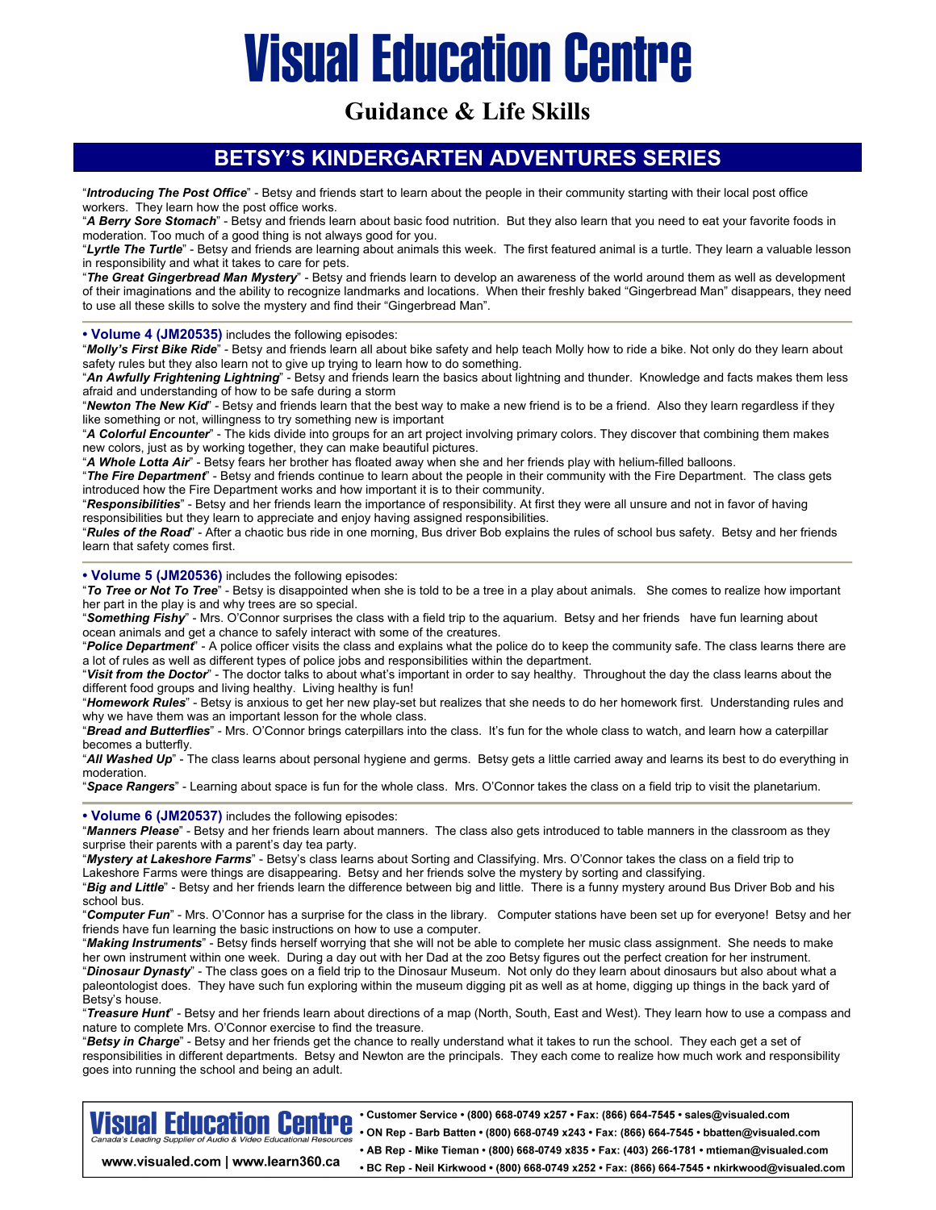# Visual Education Centre

## Guidance & Life Skills

## BETSY'S KINDERGARTEN ADVENTURES SERIES

"***Introducing The Post Office***" - Betsy and friends start to learn about the people in their community starting with their local post office workers. They learn how the post office works.
"***A Berry Sore Stomach***" - Betsy and friends learn about basic food nutrition. But they also learn that you need to eat your favorite foods in moderation. Too much of a good thing is not always good for you.
"***Lyrtle The Turtle***" - Betsy and friends are learning about animals this week. The first featured animal is a turtle. They learn a valuable lesson in responsibility and what it takes to care for pets.
"***The Great Gingerbread Man Mystery***" - Betsy and friends learn to develop an awareness of the world around them as well as development of their imaginations and the ability to recognize landmarks and locations. When their freshly baked "Gingerbread Man" disappears, they need to use all these skills to solve the mystery and find their "Gingerbread Man".

**• Volume 4 (JM20535)** includes the following episodes:
"***Molly's First Bike Ride***" - Betsy and friends learn all about bike safety and help teach Molly how to ride a bike. Not only do they learn about safety rules but they also learn not to give up trying to learn how to do something.
"***An Awfully Frightening Lightning***" - Betsy and friends learn the basics about lightning and thunder. Knowledge and facts makes them less afraid and understanding of how to be safe during a storm
"***Newton The New Kid***" - Betsy and friends learn that the best way to make a new friend is to be a friend. Also they learn regardless if they like something or not, willingness to try something new is important
"***A Colorful Encounter***" - The kids divide into groups for an art project involving primary colors. They discover that combining them makes new colors, just as by working together, they can make beautiful pictures.
"***A Whole Lotta Air***" - Betsy fears her brother has floated away when she and her friends play with helium-filled balloons.
"***The Fire Department***" - Betsy and friends continue to learn about the people in their community with the Fire Department. The class gets introduced how the Fire Department works and how important it is to their community.
"***Responsibilities***" - Betsy and her friends learn the importance of responsibility. At first they were all unsure and not in favor of having responsibilities but they learn to appreciate and enjoy having assigned responsibilities.
"***Rules of the Road***" - After a chaotic bus ride in one morning, Bus driver Bob explains the rules of school bus safety. Betsy and her friends learn that safety comes first.

**• Volume 5 (JM20536)** includes the following episodes:
"***To Tree or Not To Tree***" - Betsy is disappointed when she is told to be a tree in a play about animals. She comes to realize how important her part in the play is and why trees are so special.
"***Something Fishy***" - Mrs. O'Connor surprises the class with a field trip to the aquarium. Betsy and her friends have fun learning about ocean animals and get a chance to safely interact with some of the creatures.
"***Police Department***" - A police officer visits the class and explains what the police do to keep the community safe. The class learns there are a lot of rules as well as different types of police jobs and responsibilities within the department.
"***Visit from the Doctor***" - The doctor talks to about what's important in order to say healthy. Throughout the day the class learns about the different food groups and living healthy. Living healthy is fun!
"***Homework Rules***" - Betsy is anxious to get her new play-set but realizes that she needs to do her homework first. Understanding rules and why we have them was an important lesson for the whole class.
"***Bread and Butterflies***" - Mrs. O'Connor brings caterpillars into the class. It's fun for the whole class to watch, and learn how a caterpillar becomes a butterfly.
"***All Washed Up***" - The class learns about personal hygiene and germs. Betsy gets a little carried away and learns its best to do everything in moderation.
"***Space Rangers***" - Learning about space is fun for the whole class. Mrs. O'Connor takes the class on a field trip to visit the planetarium.

**• Volume 6 (JM20537)** includes the following episodes:
"***Manners Please***" - Betsy and her friends learn about manners. The class also gets introduced to table manners in the classroom as they surprise their parents with a parent's day tea party.
"***Mystery at Lakeshore Farms***" - Betsy's class learns about Sorting and Classifying. Mrs. O'Connor takes the class on a field trip to Lakeshore Farms were things are disappearing. Betsy and her friends solve the mystery by sorting and classifying.
"***Big and Little***" - Betsy and her friends learn the difference between big and little. There is a funny mystery around Bus Driver Bob and his school bus.
"***Computer Fun***" - Mrs. O'Connor has a surprise for the class in the library. Computer stations have been set up for everyone! Betsy and her friends have fun learning the basic instructions on how to use a computer.
"***Making Instruments***" - Betsy finds herself worrying that she will not be able to complete her music class assignment. She needs to make her own instrument within one week. During a day out with her Dad at the zoo Betsy figures out the perfect creation for her instrument.
"***Dinosaur Dynasty***" - The class goes on a field trip to the Dinosaur Museum. Not only do they learn about dinosaurs but also about what a paleontologist does. They have such fun exploring within the museum digging pit as well as at home, digging up things in the back yard of Betsy's house.
"***Treasure Hunt***" - Betsy and her friends learn about directions of a map (North, South, East and West). They learn how to use a compass and nature to complete Mrs. O'Connor exercise to find the treasure.
"***Betsy in Charge***" - Betsy and her friends get the chance to really understand what it takes to run the school. They each get a set of responsibilities in different departments. Betsy and Newton are the principals. They each come to realize how much work and responsibility goes into running the school and being an adult.

**Visual Education Centre**
Canada's Leading Supplier of Audio & Video Educational Resources
www.visualed.com | www.learn360.ca

- **Customer Service • (800) 668-0749 x257 • Fax: (866) 664-7545 • sales@visualed.com**
- **ON Rep - Barb Batten • (800) 668-0749 x243 • Fax: (866) 664-7545 • bbatten@visualed.com**
- **AB Rep - Mike Tieman • (800) 668-0749 x835 • Fax: (403) 266-1781 • mtieman@visualed.com**
- **BC Rep - Neil Kirkwood • (800) 668-0749 x252 • Fax: (866) 664-7545 • nkirkwood@visualed.com**